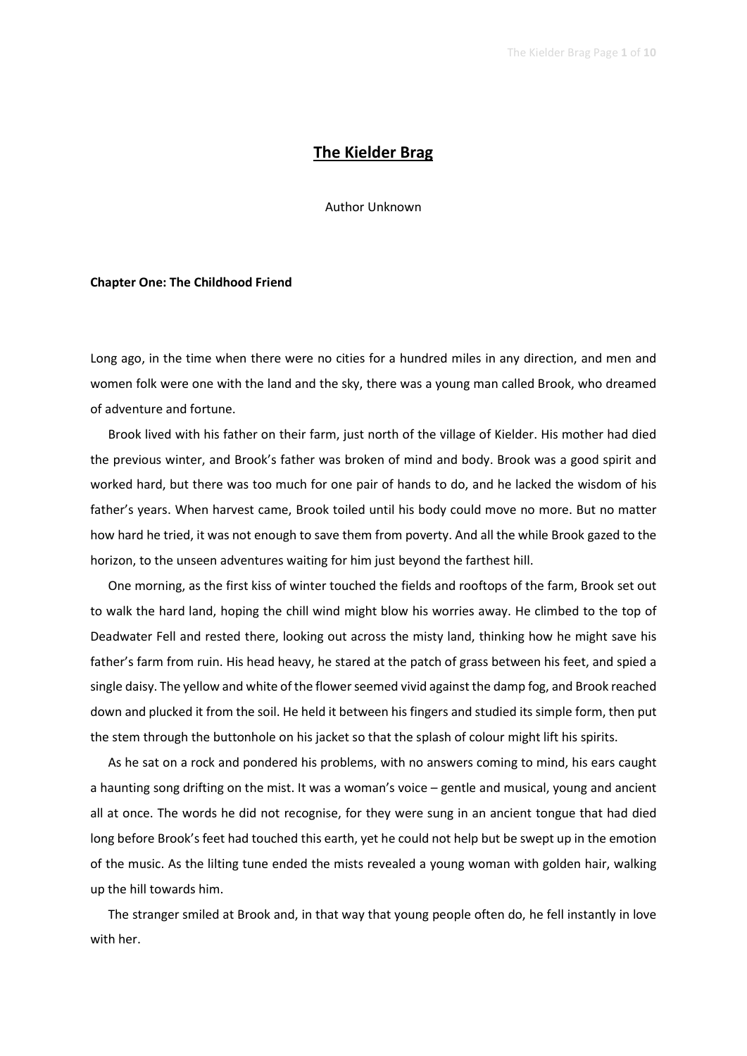# The Kielder Brag

Author Unknown

## Chapter One: The Childhood Friend

Long ago, in the time when there were no cities for a hundred miles in any direction, and men and women folk were one with the land and the sky, there was a young man called Brook, who dreamed of adventure and fortune.

Brook lived with his father on their farm, just north of the village of Kielder. His mother had died the previous winter, and Brook's father was broken of mind and body. Brook was a good spirit and worked hard, but there was too much for one pair of hands to do, and he lacked the wisdom of his father's years. When harvest came, Brook toiled until his body could move no more. But no matter how hard he tried, it was not enough to save them from poverty. And all the while Brook gazed to the horizon, to the unseen adventures waiting for him just beyond the farthest hill.

One morning, as the first kiss of winter touched the fields and rooftops of the farm, Brook set out to walk the hard land, hoping the chill wind might blow his worries away. He climbed to the top of Deadwater Fell and rested there, looking out across the misty land, thinking how he might save his father's farm from ruin. His head heavy, he stared at the patch of grass between his feet, and spied a single daisy. The yellow and white of the flower seemed vivid against the damp fog, and Brook reached down and plucked it from the soil. He held it between his fingers and studied its simple form, then put the stem through the buttonhole on his jacket so that the splash of colour might lift his spirits.

As he sat on a rock and pondered his problems, with no answers coming to mind, his ears caught a haunting song drifting on the mist. It was a woman's voice – gentle and musical, young and ancient all at once. The words he did not recognise, for they were sung in an ancient tongue that had died long before Brook's feet had touched this earth, yet he could not help but be swept up in the emotion of the music. As the lilting tune ended the mists revealed a young woman with golden hair, walking up the hill towards him.

The stranger smiled at Brook and, in that way that young people often do, he fell instantly in love with her.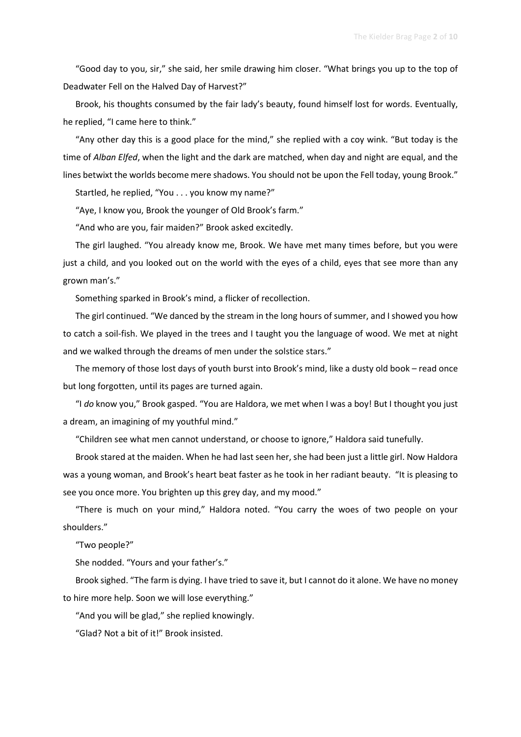"Good day to you, sir," she said, her smile drawing him closer. "What brings you up to the top of Deadwater Fell on the Halved Day of Harvest?"

Brook, his thoughts consumed by the fair lady's beauty, found himself lost for words. Eventually, he replied, "I came here to think."

"Any other day this is a good place for the mind," she replied with a coy wink. "But today is the time of *Alban Elfed*, when the light and the dark are matched, when day and night are equal, and the lines betwixt the worlds become mere shadows. You should not be upon the Fell today, young Brook."

Startled, he replied, "You . . . you know my name?"

"Aye, I know you, Brook the younger of Old Brook's farm."

"And who are you, fair maiden?" Brook asked excitedly.

The girl laughed. "You already know me, Brook. We have met many times before, but you were just a child, and you looked out on the world with the eyes of a child, eyes that see more than any grown man's."

Something sparked in Brook's mind, a flicker of recollection.

The girl continued. "We danced by the stream in the long hours of summer, and I showed you how to catch a soil-fish. We played in the trees and I taught you the language of wood. We met at night and we walked through the dreams of men under the solstice stars."

The memory of those lost days of youth burst into Brook's mind, like a dusty old book – read once but long forgotten, until its pages are turned again.

"I *do* know you," Brook gasped. "You are Haldora, we met when I was a boy! But I thought you just a dream, an imagining of my youthful mind."

"Children see what men cannot understand, or choose to ignore," Haldora said tunefully.

Brook stared at the maiden. When he had last seen her, she had been just a little girl. Now Haldora was a young woman, and Brook's heart beat faster as he took in her radiant beauty. "It is pleasing to see you once more. You brighten up this grey day, and my mood."

"There is much on your mind," Haldora noted. "You carry the woes of two people on your shoulders."

"Two people?"

She nodded. "Yours and your father's."

Brook sighed. "The farm is dying. I have tried to save it, but I cannot do it alone. We have no money to hire more help. Soon we will lose everything."

"And you will be glad," she replied knowingly.

"Glad? Not a bit of it!" Brook insisted.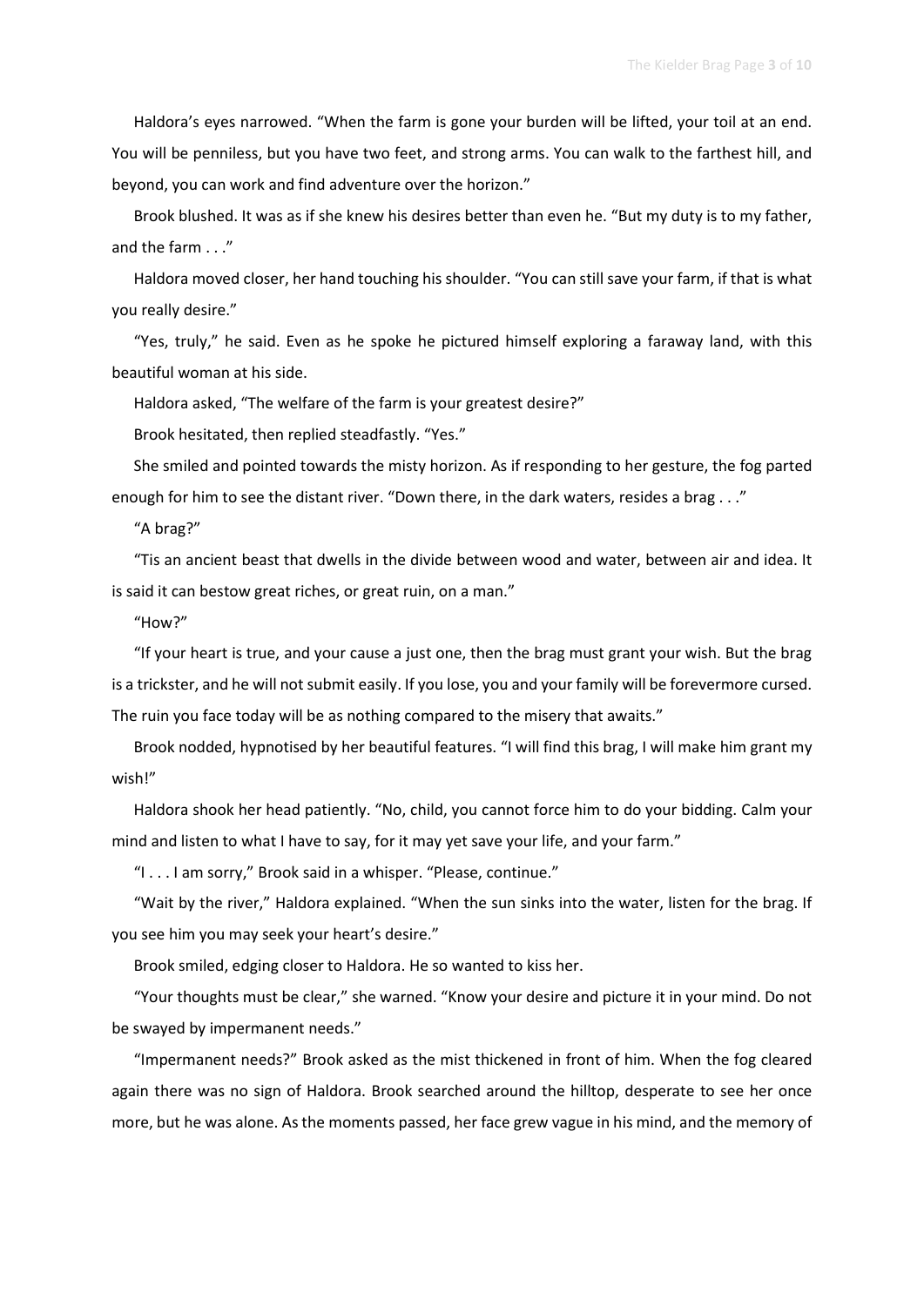Haldora's eyes narrowed. "When the farm is gone your burden will be lifted, your toil at an end. You will be penniless, but you have two feet, and strong arms. You can walk to the farthest hill, and beyond, you can work and find adventure over the horizon."

Brook blushed. It was as if she knew his desires better than even he. "But my duty is to my father, and the farm . . ."

Haldora moved closer, her hand touching his shoulder. "You can still save your farm, if that is what you really desire."

"Yes, truly," he said. Even as he spoke he pictured himself exploring a faraway land, with this beautiful woman at his side.

Haldora asked, "The welfare of the farm is your greatest desire?"

Brook hesitated, then replied steadfastly. "Yes."

She smiled and pointed towards the misty horizon. As if responding to her gesture, the fog parted enough for him to see the distant river. "Down there, in the dark waters, resides a brag . . ."

"A brag?"

"Tis an ancient beast that dwells in the divide between wood and water, between air and idea. It is said it can bestow great riches, or great ruin, on a man."

"How?"

"If your heart is true, and your cause a just one, then the brag must grant your wish. But the brag is a trickster, and he will not submit easily. If you lose, you and your family will be forevermore cursed. The ruin you face today will be as nothing compared to the misery that awaits."

Brook nodded, hypnotised by her beautiful features. "I will find this brag, I will make him grant my wish!"

Haldora shook her head patiently. "No, child, you cannot force him to do your bidding. Calm your mind and listen to what I have to say, for it may yet save your life, and your farm."

"I . . . I am sorry," Brook said in a whisper. "Please, continue."

"Wait by the river," Haldora explained. "When the sun sinks into the water, listen for the brag. If you see him you may seek your heart's desire."

Brook smiled, edging closer to Haldora. He so wanted to kiss her.

"Your thoughts must be clear," she warned. "Know your desire and picture it in your mind. Do not be swayed by impermanent needs."

"Impermanent needs?" Brook asked as the mist thickened in front of him. When the fog cleared again there was no sign of Haldora. Brook searched around the hilltop, desperate to see her once more, but he was alone. As the moments passed, her face grew vague in his mind, and the memory of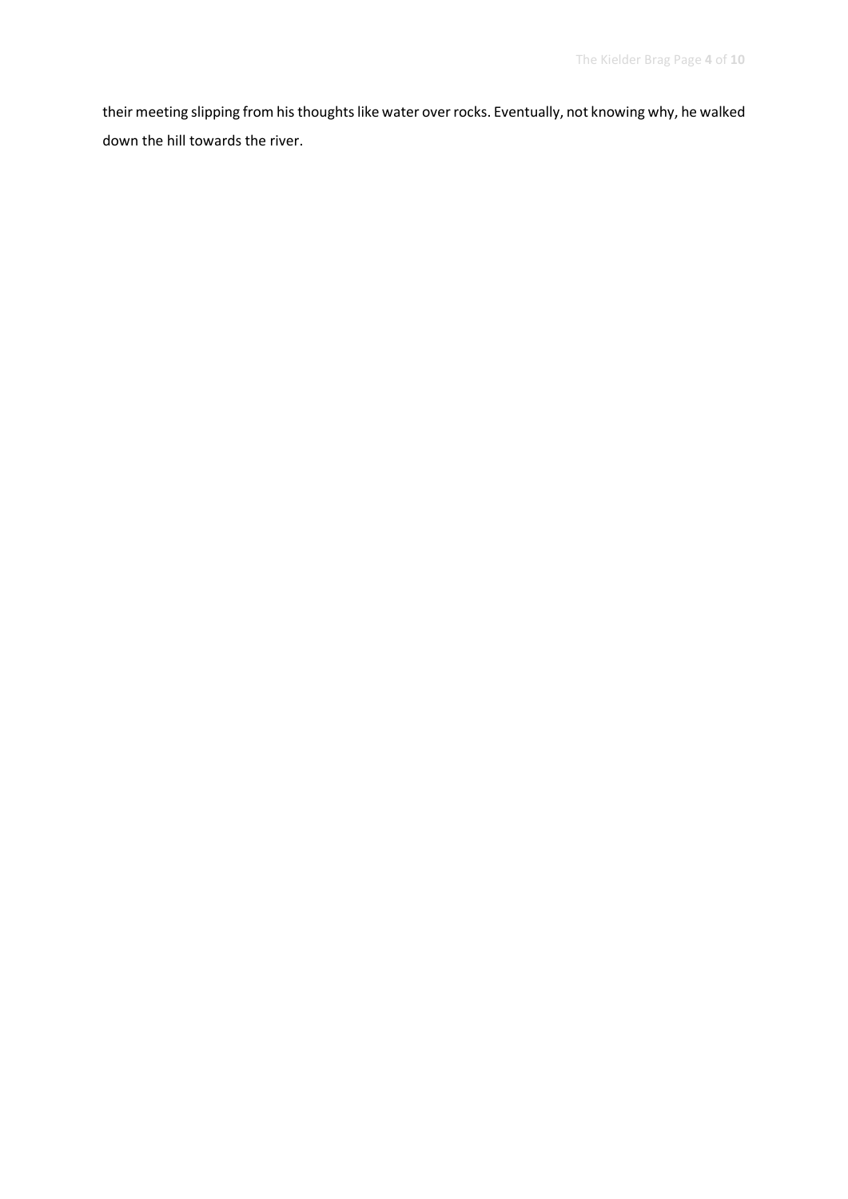their meeting slipping from his thoughts like water over rocks. Eventually, not knowing why, he walked down the hill towards the river.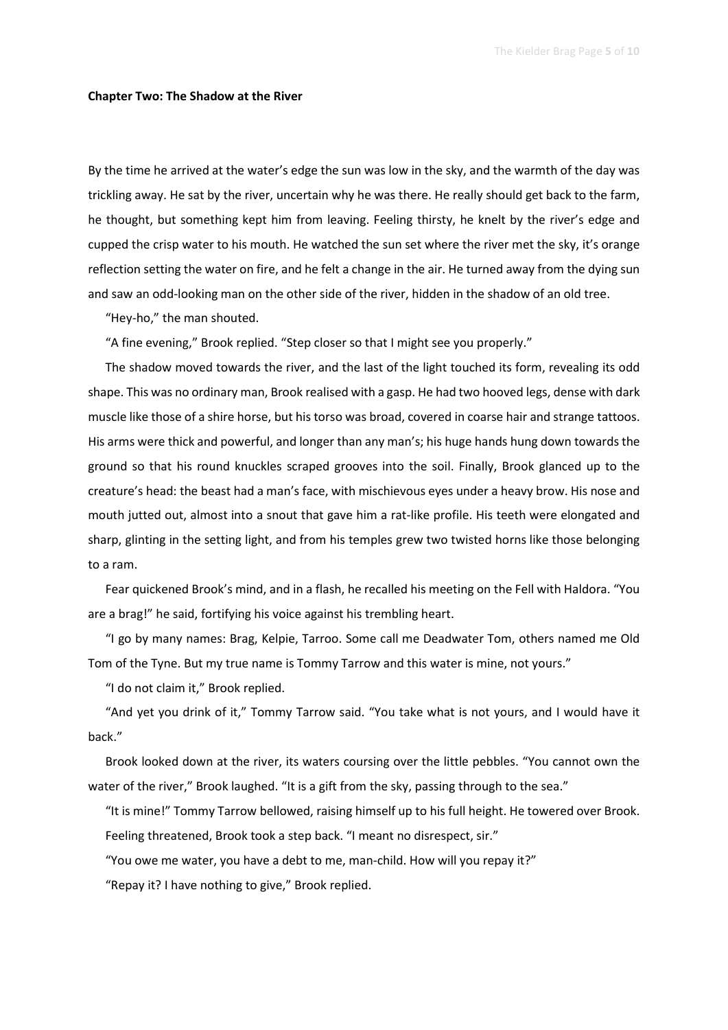**Chapter Two: The Shadow at the River**

By the time he arrived at the water's edge the sun was low in the sky, and the warmth of the day was trickling away. He sat by the river, uncertain why he was there. He really should get back to the farm, he thought, but something kept him from leaving. Feeling thirsty, he knelt by the river's edge and cupped the crisp water to his mouth. He watched the sun set where the river met the sky, it's orange reflection setting the water on fire, and he felt a change in the air. He turned away from the dying sun and saw an odd-looking man on the other side of the river, hidden in the shadow of an old tree.

"Hey-ho," the man shouted.

"A fine evening," Brook replied. "Step closer so that I might see you properly."

The shadow moved towards the river, and the last of the light touched its form, revealing its odd shape. This was no ordinary man, Brook realised with a gasp. He had two hooved legs, dense with dark muscle like those of a shire horse, but his torso was broad, covered in coarse hair and strange tattoos. His arms were thick and powerful, and longer than any man's; his huge hands hung down towards the ground so that his round knuckles scraped grooves into the soil. Finally, Brook glanced up to the creature's head: the beast had a man's face, with mischievous eyes under a heavy brow. His nose and mouth jutted out, almost into a snout that gave him a rat-like profile. His teeth were elongated and sharp, glinting in the setting light, and from his temples grew two twisted horns like those belonging to a ram.

Fear quickened Brook's mind, and in a flash, he recalled his meeting on the Fell with Haldora. "You are a brag!" he said, fortifying his voice against his trembling heart.

"I go by many names: Brag, Kelpie, Tarroo. Some call me Deadwater Tom, others named me Old Tom of the Tyne. But my true name is Tommy Tarrow and this water is mine, not yours."

"I do not claim it," Brook replied.

"And yet you drink of it," Tommy Tarrow said. "You take what is not yours, and I would have it back."

Brook looked down at the river, its waters coursing over the little pebbles. "You cannot own the water of the river," Brook laughed. "It is a gift from the sky, passing through to the sea."

"It is mine!" Tommy Tarrow bellowed, raising himself up to his full height. He towered over Brook.

Feeling threatened, Brook took a step back. "I meant no disrespect, sir."

"You owe me water, you have a debt to me, man-child. How will you repay it?"

"Repay it? I have nothing to give," Brook replied.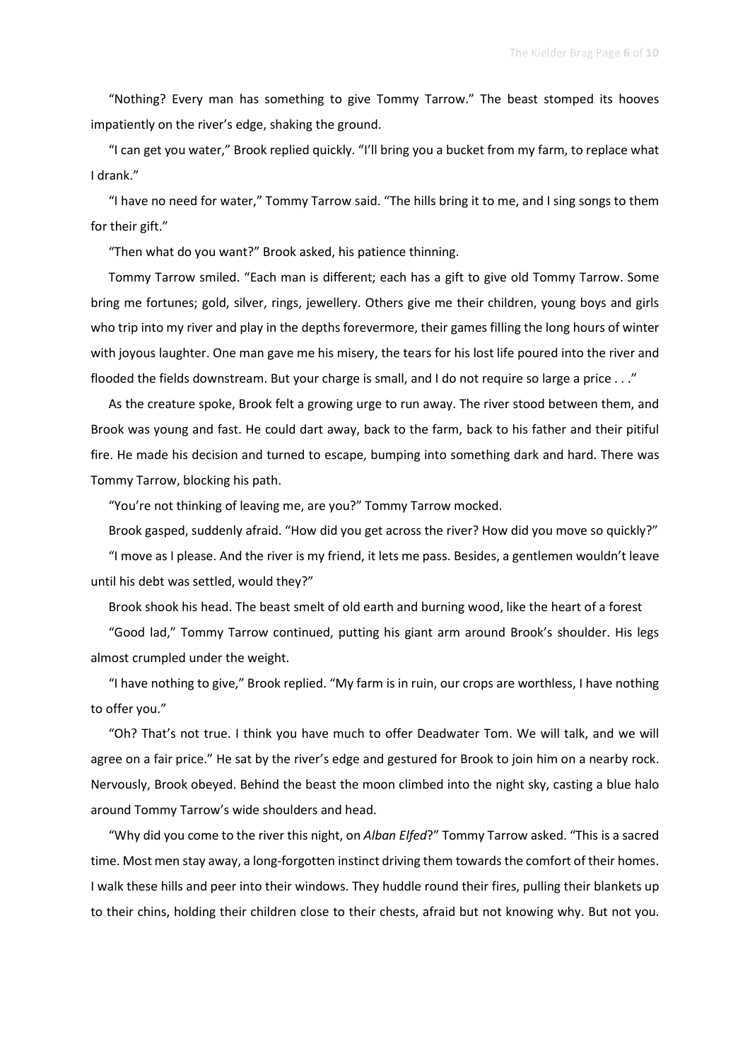"Nothing? Every man has something to give Tommy Tarrow." The beast stomped its hooves impatiently on the river's edge, shaking the ground.

"I can get you water," Brook replied quickly. "I'll bring you a bucket from my farm, to replace what I drank."

"I have no need for water," Tommy Tarrow said. "The hills bring it to me, and I sing songs to them for their gift."

"Then what do you want?" Brook asked, his patience thinning.

Tommy Tarrow smiled. "Each man is different; each has a gift to give old Tommy Tarrow. Some bring me fortunes; gold, silver, rings, jewellery. Others give me their children, young boys and girls who trip into my river and play in the depths forevermore, their games filling the long hours of winter with joyous laughter. One man gave me his misery, the tears for his lost life poured into the river and flooded the fields downstream. But your charge is small, and I do not require so large a price . . ."

As the creature spoke, Brook felt a growing urge to run away. The river stood between them, and Brook was young and fast. He could dart away, back to the farm, back to his father and their pitiful fire. He made his decision and turned to escape, bumping into something dark and hard. There was Tommy Tarrow, blocking his path.

"You're not thinking of leaving me, are you?" Tommy Tarrow mocked.

Brook gasped, suddenly afraid. "How did you get across the river? How did you move so quickly?"

"I move as I please. And the river is my friend, it lets me pass. Besides, a gentlemen wouldn't leave until his debt was settled, would they?"

Brook shook his head. The beast smelt of old earth and burning wood, like the heart of a forest

"Good lad," Tommy Tarrow continued, putting his giant arm around Brook's shoulder. His legs almost crumpled under the weight.

"I have nothing to give," Brook replied. "My farm is in ruin, our crops are worthless, I have nothing to offer you."

"Oh? That's not true. I think you have much to offer Deadwater Tom. We will talk, and we will agree on a fair price." He sat by the river's edge and gestured for Brook to join him on a nearby rock. Nervously, Brook obeyed. Behind the beast the moon climbed into the night sky, casting a blue halo around Tommy Tarrow's wide shoulders and head.

"Why did you come to the river this night, on *Alban Elfed*?" Tommy Tarrow asked. "This is a sacred time. Most men stay away, a long-forgotten instinct driving them towards the comfort of their homes. I walk these hills and peer into their windows. They huddle round their fires, pulling their blankets up to their chins, holding their children close to their chests, afraid but not knowing why. But not you.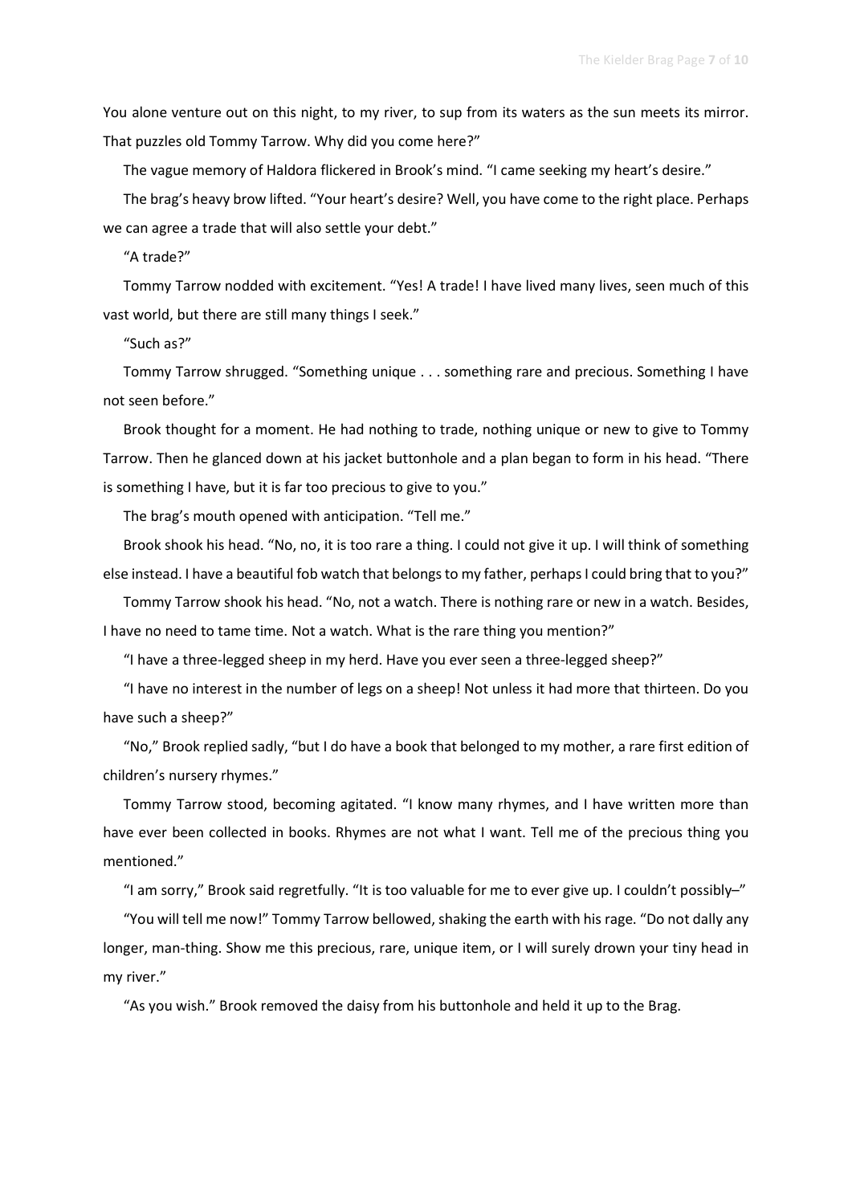You alone venture out on this night, to my river, to sup from its waters as the sun meets its mirror. That puzzles old Tommy Tarrow. Why did you come here?"

The vague memory of Haldora flickered in Brook's mind. "I came seeking my heart's desire."

The brag's heavy brow lifted. "Your heart's desire? Well, you have come to the right place. Perhaps we can agree a trade that will also settle your debt."

"A trade?"

Tommy Tarrow nodded with excitement. "Yes! A trade! I have lived many lives, seen much of this vast world, but there are still many things I seek."

"Such as?"

Tommy Tarrow shrugged. "Something unique . . . something rare and precious. Something I have not seen before."

Brook thought for a moment. He had nothing to trade, nothing unique or new to give to Tommy Tarrow. Then he glanced down at his jacket buttonhole and a plan began to form in his head. "There is something I have, but it is far too precious to give to you."

The brag's mouth opened with anticipation. "Tell me."

Brook shook his head. "No, no, it is too rare a thing. I could not give it up. I will think of something else instead. I have a beautiful fob watch that belongs to my father, perhaps I could bring that to you?"

Tommy Tarrow shook his head. "No, not a watch. There is nothing rare or new in a watch. Besides, I have no need to tame time. Not a watch. What is the rare thing you mention?"

"I have a three-legged sheep in my herd. Have you ever seen a three-legged sheep?"

"I have no interest in the number of legs on a sheep! Not unless it had more that thirteen. Do you have such a sheep?"

"No," Brook replied sadly, "but I do have a book that belonged to my mother, a rare first edition of children's nursery rhymes."

Tommy Tarrow stood, becoming agitated. "I know many rhymes, and I have written more than have ever been collected in books. Rhymes are not what I want. Tell me of the precious thing you mentioned."

"I am sorry," Brook said regretfully. "It is too valuable for me to ever give up. I couldn't possibly–"

"You will tell me now!" Tommy Tarrow bellowed, shaking the earth with his rage. "Do not dally any longer, man-thing. Show me this precious, rare, unique item, or I will surely drown your tiny head in my river."

"As you wish." Brook removed the daisy from his buttonhole and held it up to the Brag.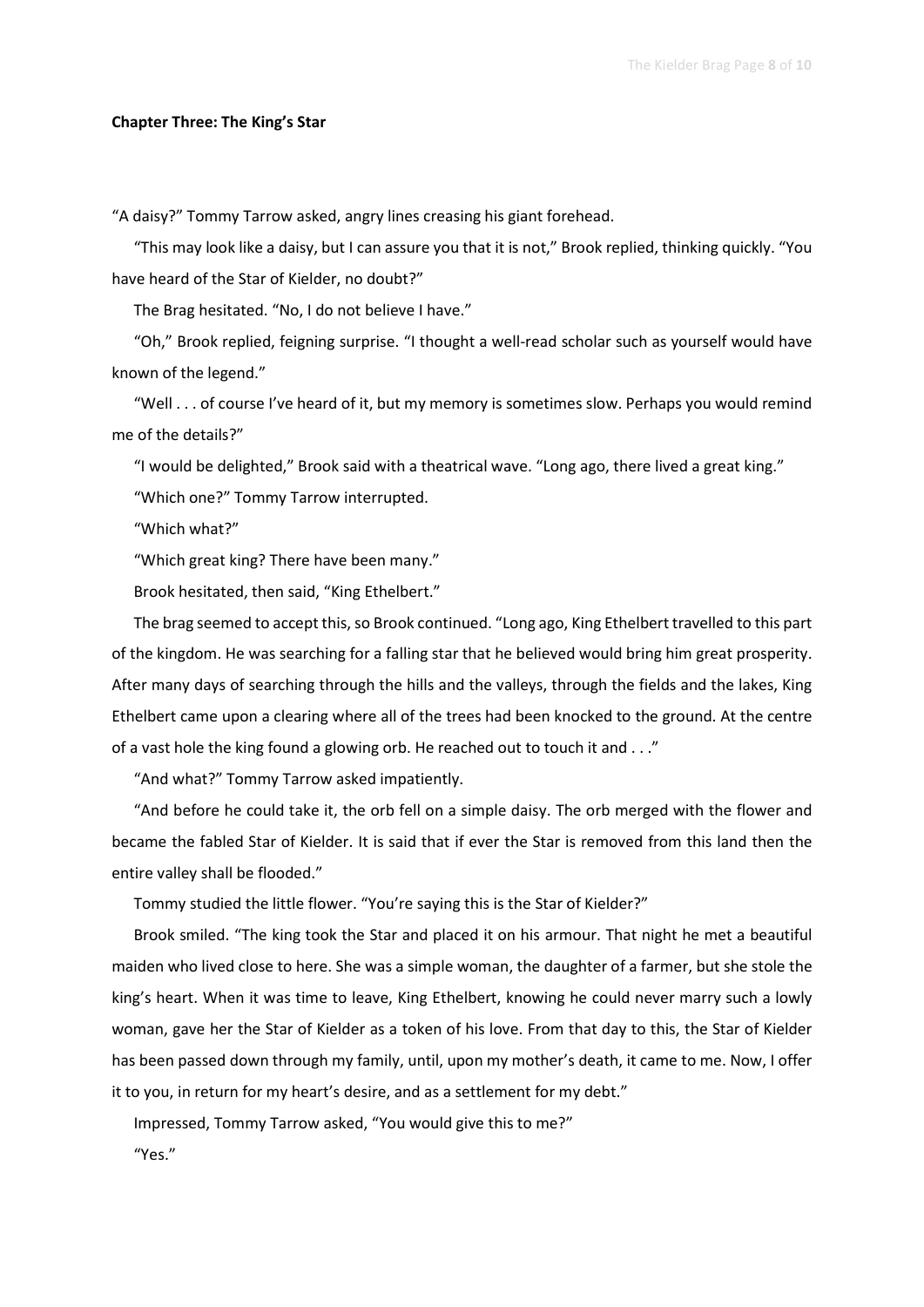**Chapter Three: The King's Star**

"A daisy?" Tommy Tarrow asked, angry lines creasing his giant forehead.

"This may look like a daisy, but I can assure you that it is not," Brook replied, thinking quickly. "You have heard of the Star of Kielder, no doubt?"

The Brag hesitated. "No, I do not believe I have."

"Oh," Brook replied, feigning surprise. "I thought a well-read scholar such as yourself would have known of the legend."

"Well . . . of course I've heard of it, but my memory is sometimes slow. Perhaps you would remind me of the details?"

"I would be delighted," Brook said with a theatrical wave. "Long ago, there lived a great king."

"Which one?" Tommy Tarrow interrupted.

"Which what?"

"Which great king? There have been many."

Brook hesitated, then said, "King Ethelbert."

The brag seemed to accept this, so Brook continued. "Long ago, King Ethelbert travelled to this part of the kingdom. He was searching for a falling star that he believed would bring him great prosperity. After many days of searching through the hills and the valleys, through the fields and the lakes, King Ethelbert came upon a clearing where all of the trees had been knocked to the ground. At the centre of a vast hole the king found a glowing orb. He reached out to touch it and . . ."

"And what?" Tommy Tarrow asked impatiently.

"And before he could take it, the orb fell on a simple daisy. The orb merged with the flower and became the fabled Star of Kielder. It is said that if ever the Star is removed from this land then the entire valley shall be flooded."

Tommy studied the little flower. "You're saying this is the Star of Kielder?"

Brook smiled. "The king took the Star and placed it on his armour. That night he met a beautiful maiden who lived close to here. She was a simple woman, the daughter of a farmer, but she stole the king's heart. When it was time to leave, King Ethelbert, knowing he could never marry such a lowly woman, gave her the Star of Kielder as a token of his love. From that day to this, the Star of Kielder has been passed down through my family, until, upon my mother's death, it came to me. Now, I offer it to you, in return for my heart's desire, and as a settlement for my debt."

Impressed, Tommy Tarrow asked, "You would give this to me?"

"Yes."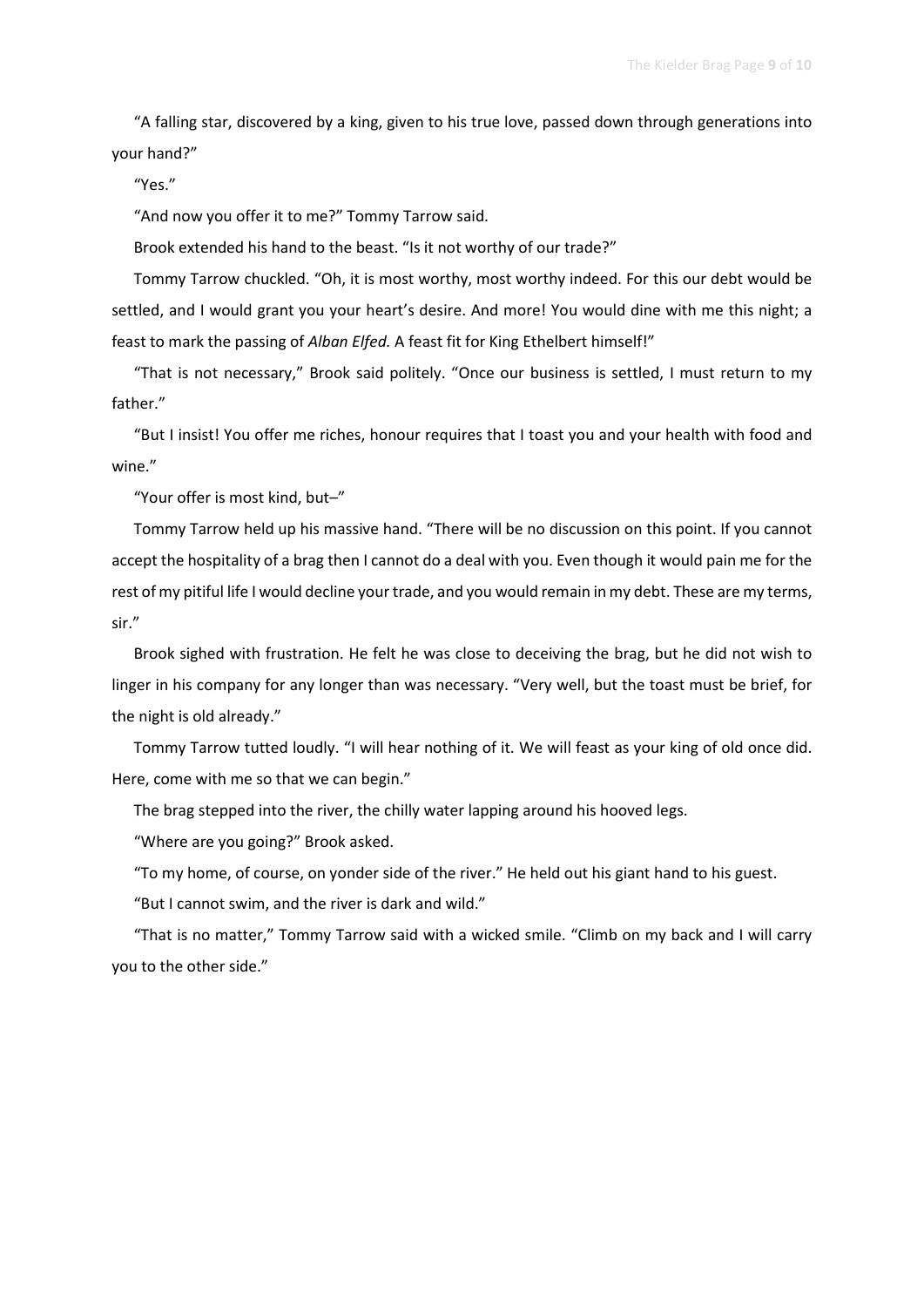"A falling star, discovered by a king, given to his true love, passed down through generations into your hand?"

"Yes."

"And now you offer it to me?" Tommy Tarrow said.

Brook extended his hand to the beast. "Is it not worthy of our trade?"

Tommy Tarrow chuckled. "Oh, it is most worthy, most worthy indeed. For this our debt would be settled, and I would grant you your heart's desire. And more! You would dine with me this night; a feast to mark the passing of *Alban Elfed.* A feast fit for King Ethelbert himself!"

"That is not necessary," Brook said politely. "Once our business is settled, I must return to my father."

"But I insist! You offer me riches, honour requires that I toast you and your health with food and wine."

"Your offer is most kind, but–"

Tommy Tarrow held up his massive hand. "There will be no discussion on this point. If you cannot accept the hospitality of a brag then I cannot do a deal with you. Even though it would pain me for the rest of my pitiful life I would decline your trade, and you would remain in my debt. These are my terms, sir."

Brook sighed with frustration. He felt he was close to deceiving the brag, but he did not wish to linger in his company for any longer than was necessary. "Very well, but the toast must be brief, for the night is old already."

Tommy Tarrow tutted loudly. "I will hear nothing of it. We will feast as your king of old once did. Here, come with me so that we can begin."

The brag stepped into the river, the chilly water lapping around his hooved legs.

"Where are you going?" Brook asked.

"To my home, of course, on yonder side of the river." He held out his giant hand to his guest.

"But I cannot swim, and the river is dark and wild."

"That is no matter," Tommy Tarrow said with a wicked smile. "Climb on my back and I will carry you to the other side."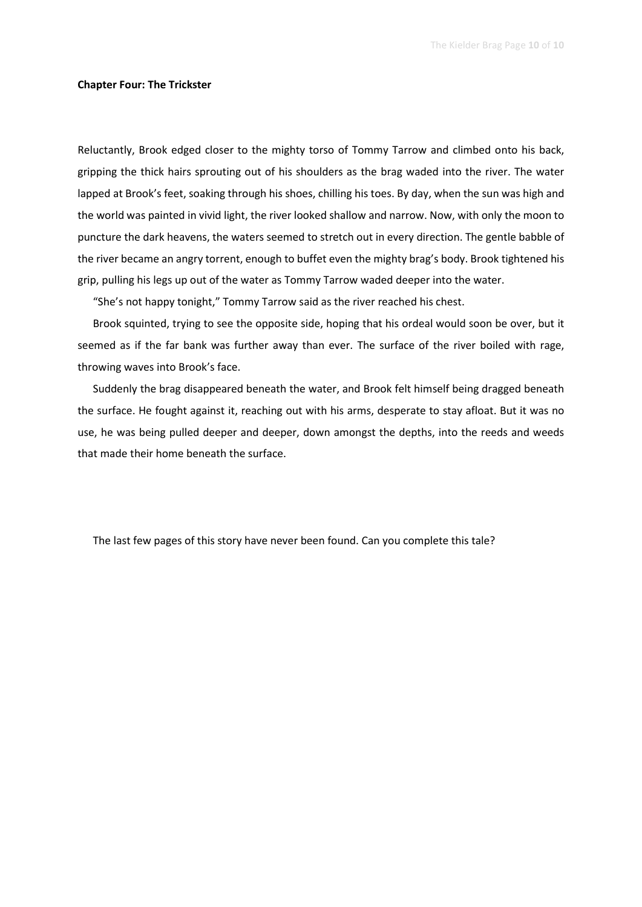**Chapter Four: The Trickster**

Reluctantly, Brook edged closer to the mighty torso of Tommy Tarrow and climbed onto his back, gripping the thick hairs sprouting out of his shoulders as the brag waded into the river. The water lapped at Brook's feet, soaking through his shoes, chilling his toes. By day, when the sun was high and the world was painted in vivid light, the river looked shallow and narrow. Now, with only the moon to puncture the dark heavens, the waters seemed to stretch out in every direction. The gentle babble of the river became an angry torrent, enough to buffet even the mighty brag's body. Brook tightened his grip, pulling his legs up out of the water as Tommy Tarrow waded deeper into the water.

"She's not happy tonight," Tommy Tarrow said as the river reached his chest.

Brook squinted, trying to see the opposite side, hoping that his ordeal would soon be over, but it seemed as if the far bank was further away than ever. The surface of the river boiled with rage, throwing waves into Brook's face.

Suddenly the brag disappeared beneath the water, and Brook felt himself being dragged beneath the surface. He fought against it, reaching out with his arms, desperate to stay afloat. But it was no use, he was being pulled deeper and deeper, down amongst the depths, into the reeds and weeds that made their home beneath the surface.

The last few pages of this story have never been found. Can you complete this tale?